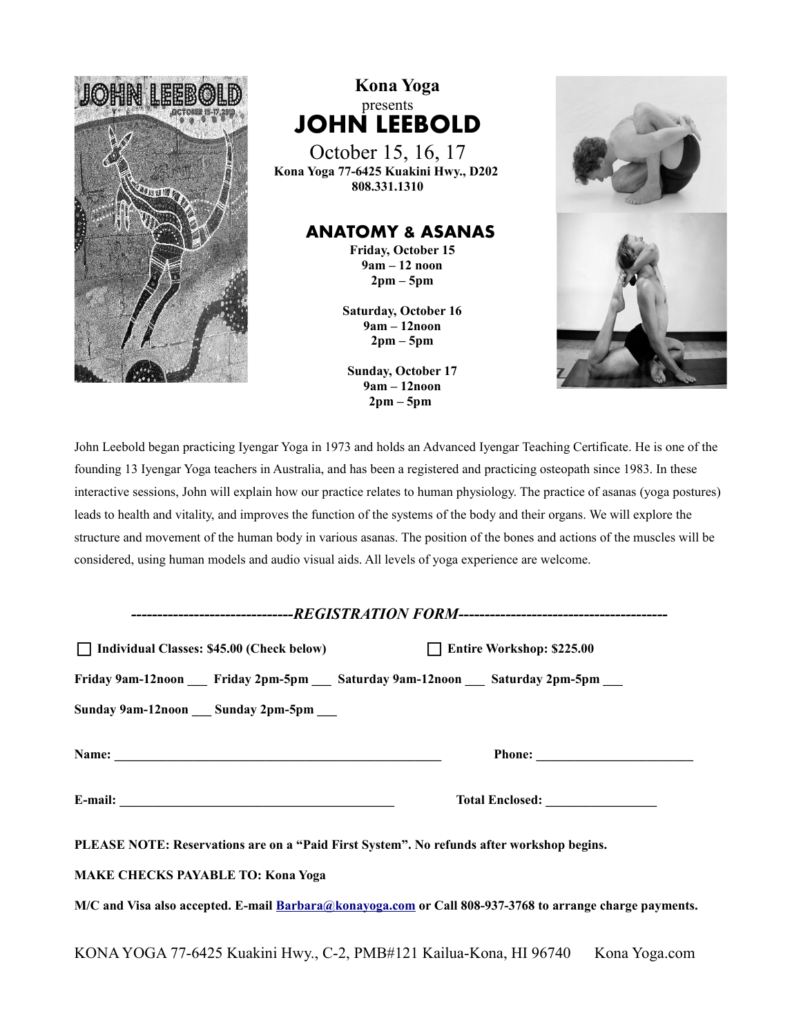**Kona Yoga**

presents

# JOHN LEEBOLD

October 15, 16, 17

**Kona Yoga 77-6425 Kuakini Hwy., D202**

**808.331.1310**

## ANATOMY & ASANAS

**Friday, October 15**
**9am – 12 noon**
**2pm – 5pm**

**Saturday, October 16**
**9am – 12noon**
**2pm – 5pm**

**Sunday, October 17**
**9am – 12noon**
**2pm – 5pm**

John Leebold began practicing Iyengar Yoga in 1973 and holds an Advanced Iyengar Teaching Certificate. He is one of the founding 13 Iyengar Yoga teachers in Australia, and has been a registered and practicing osteopath since 1983. In these interactive sessions, John will explain how our practice relates to human physiology. The practice of asanas (yoga postures) leads to health and vitality, and improves the function of the systems of the body and their organs. We will explore the structure and movement of the human body in various asanas. The position of the bones and actions of the muscles will be considered, using human models and audio visual aids. All levels of yoga experience are welcome.

***------------------------------REGISTRATION FORM---------------------------------------***

☐ **Individual Classes: $45.00 (Check below)** ☐ **Entire Workshop: $225.00**

**Friday 9am-12noon ___ Friday 2pm-5pm ___ Saturday 9am-12noon ___ Saturday 2pm-5pm ___**

**Sunday 9am-12noon ___ Sunday 2pm-5pm ___**

**Name: ____________________________________________________ Phone: ________________________**

**E-mail: __________________________________________ Total Enclosed: _________________**

**PLEASE NOTE: Reservations are on a "Paid First System". No refunds after workshop begins.**

**MAKE CHECKS PAYABLE TO: Kona Yoga**

**M/C and Visa also accepted. E-mail Barbara@konayoga.com or Call 808-937-3768 to arrange charge payments.**

KONA YOGA 77-6425 Kuakini Hwy., C-2, PMB#121 Kailua-Kona, HI 96740 Kona Yoga.com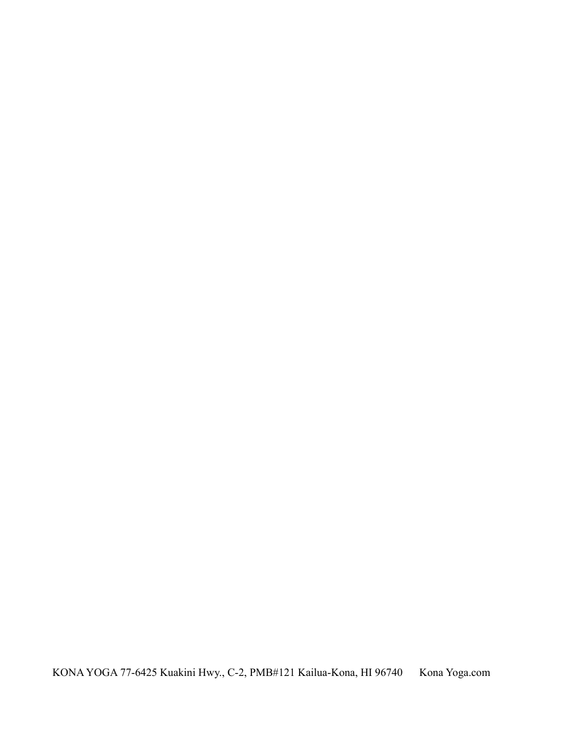KONA YOGA 77-6425 Kuakini Hwy., C-2, PMB#121 Kailua-Kona, HI 96740 Kona Yoga.com